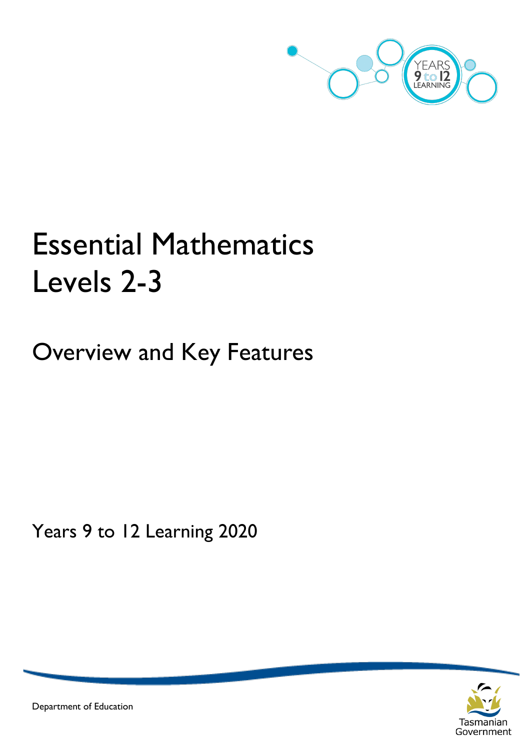# Essential Mathematics Levels 2-3

## Overview and Key Features

Years 9 to 12 Learning 2020

Department of Education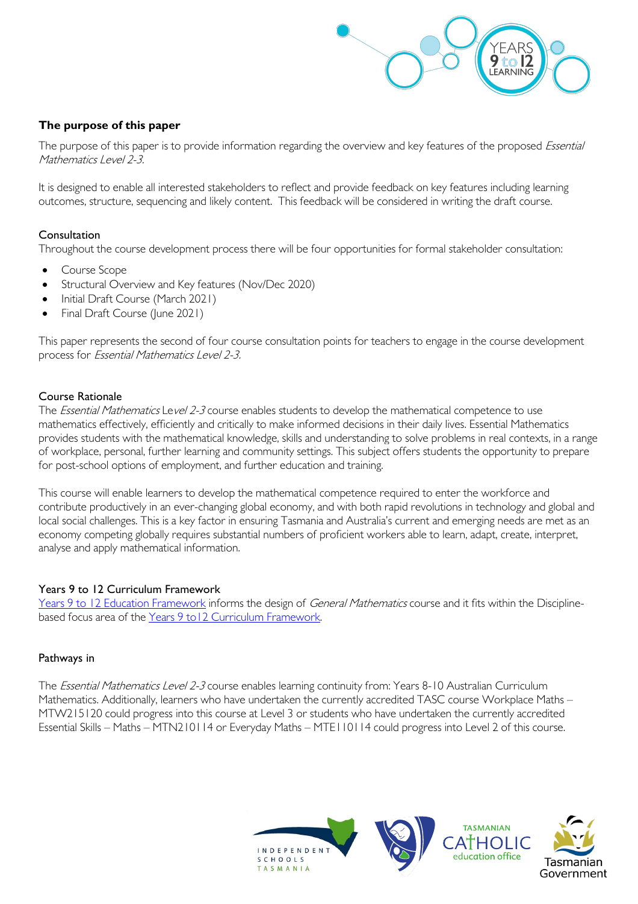## The purpose of this paper

The purpose of this paper is to provide information regarding the overview and key features of the proposed *Essential Mathematics Level 2-3.*

It is designed to enable all interested stakeholders to reflect and provide feedback on key features including learning outcomes, structure, sequencing and likely content. This feedback will be considered in writing the draft course.

### Consultation

Throughout the course development process there will be four opportunities for formal stakeholder consultation:

- Course Scope
- Structural Overview and Key features (Nov/Dec 2020)
- Initial Draft Course (March 2021)
- Final Draft Course (June 2021)

This paper represents the second of four course consultation points for teachers to engage in the course development process for *Essential Mathematics Level 2-3.*

### Course Rationale

The *Essential Mathematics* Le*vel 2-3* course enables students to develop the mathematical competence to use mathematics effectively, efficiently and critically to make informed decisions in their daily lives. Essential Mathematics provides students with the mathematical knowledge, skills and understanding to solve problems in real contexts, in a range of workplace, personal, further learning and community settings. This subject offers students the opportunity to prepare for post-school options of employment, and further education and training.

This course will enable learners to develop the mathematical competence required to enter the workforce and contribute productively in an ever-changing global economy, and with both rapid revolutions in technology and global and local social challenges. This is a key factor in ensuring Tasmania and Australia's current and emerging needs are met as an economy competing globally requires substantial numbers of proficient workers able to learn, adapt, create, interpret, analyse and apply mathematical information.

### Years 9 to 12 Curriculum Framework

[Years 9 to 12 Education Framework] informs the design of *General Mathematics* course and it fits within the Discipline-based focus area of the [Years 9 to12 Curriculum Framework].

### Pathways in

The *Essential Mathematics Level 2-3* course enables learning continuity from: Years 8-10 Australian Curriculum Mathematics. Additionally, learners who have undertaken the currently accredited TASC course Workplace Maths – MTW215120 could progress into this course at Level 3 or students who have undertaken the currently accredited Essential Skills – Maths – MTN210114 or Everyday Maths – MTE110114 could progress into Level 2 of this course.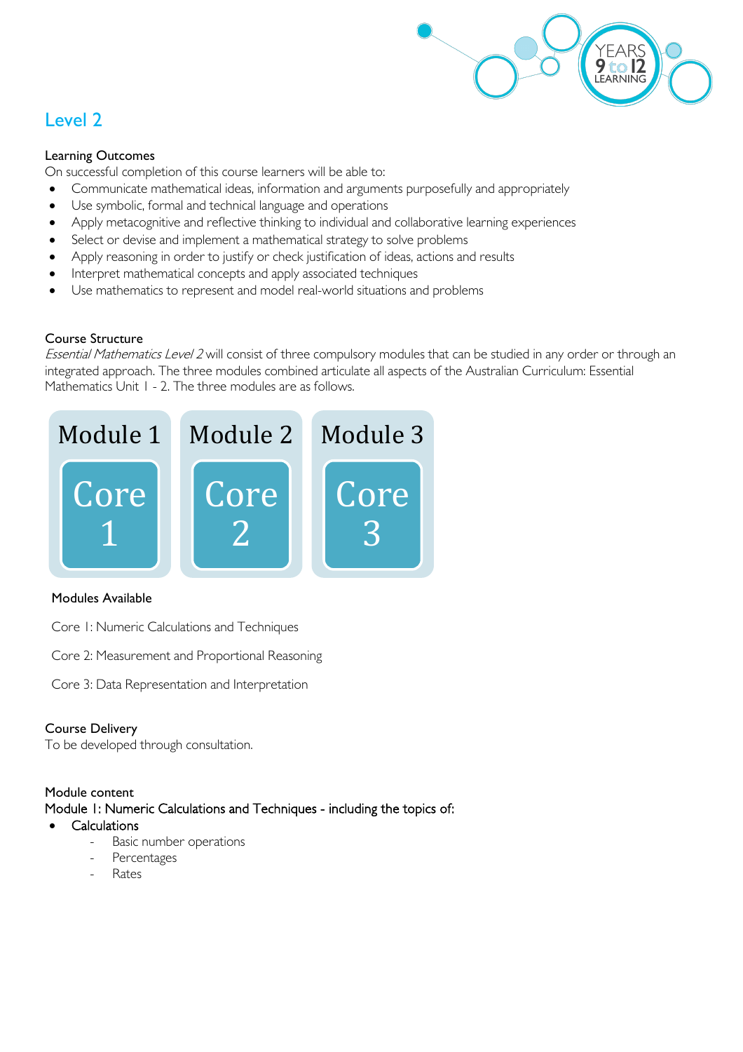## Level 2

**Learning Outcomes**

On successful completion of this course learners will be able to:

- Communicate mathematical ideas, information and arguments purposefully and appropriately
- Use symbolic, formal and technical language and operations
- Apply metacognitive and reflective thinking to individual and collaborative learning experiences
- Select or devise and implement a mathematical strategy to solve problems
- Apply reasoning in order to justify or check justification of ideas, actions and results
- Interpret mathematical concepts and apply associated techniques
- Use mathematics to represent and model real-world situations and problems

**Course Structure**

*Essential Mathematics Level 2* will consist of three compulsory modules that can be studied in any order or through an integrated approach. The three modules combined articulate all aspects of the Australian Curriculum: Essential Mathematics Unit 1 - 2. The three modules are as follows.

| Module 1 | Module 2 | Module 3 |
| --- | --- | --- |
| Core 1 | Core 2 | Core 3 |

**Modules Available**

Core 1: Numeric Calculations and Techniques

Core 2: Measurement and Proportional Reasoning

Core 3: Data Representation and Interpretation

**Course Delivery**

To be developed through consultation.

**Module content**

Module 1: Numeric Calculations and Techniques - including the topics of:

- Calculations
  - Basic number operations
  - Percentages
  - Rates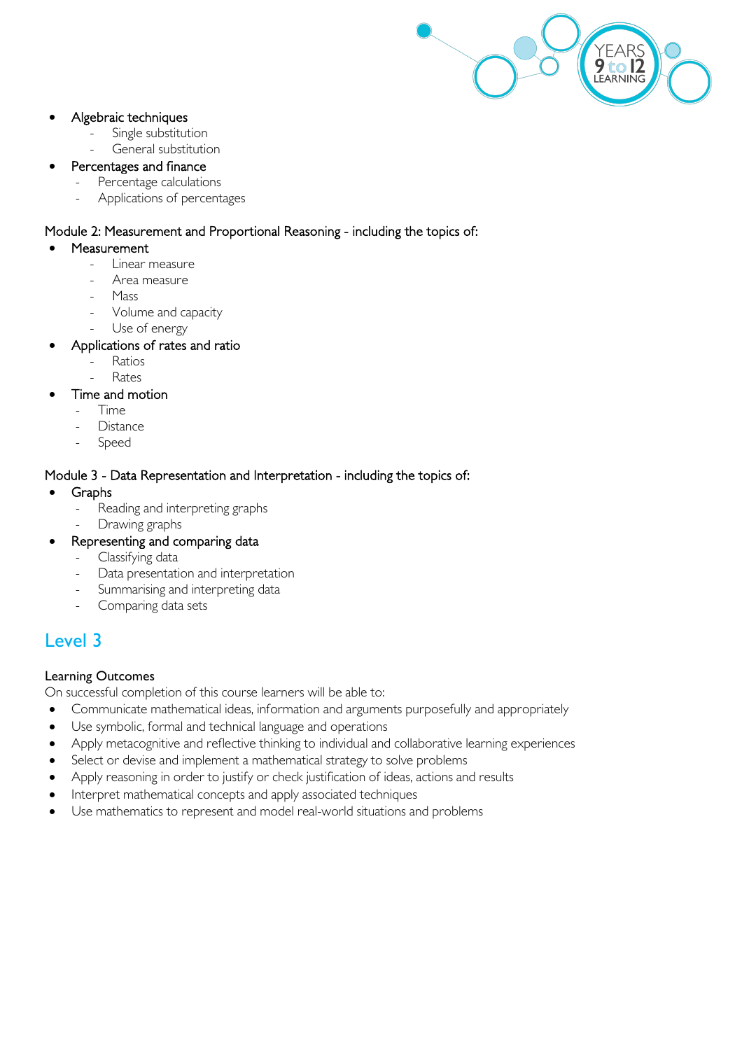- Algebraic techniques
  - Single substitution
  - General substitution
- Percentages and finance
  - Percentage calculations
  - Applications of percentages

Module 2: Measurement and Proportional Reasoning - including the topics of:

- Measurement
  - Linear measure
  - Area measure
  - Mass
  - Volume and capacity
  - Use of energy
- Applications of rates and ratio
  - Ratios
  - Rates
- Time and motion
  - Time
  - Distance
  - Speed

Module 3 - Data Representation and Interpretation - including the topics of:

- Graphs
  - Reading and interpreting graphs
  - Drawing graphs
- Representing and comparing data
  - Classifying data
  - Data presentation and interpretation
  - Summarising and interpreting data
  - Comparing data sets

## Level 3

Learning Outcomes

On successful completion of this course learners will be able to:

- Communicate mathematical ideas, information and arguments purposefully and appropriately
- Use symbolic, formal and technical language and operations
- Apply metacognitive and reflective thinking to individual and collaborative learning experiences
- Select or devise and implement a mathematical strategy to solve problems
- Apply reasoning in order to justify or check justification of ideas, actions and results
- Interpret mathematical concepts and apply associated techniques
- Use mathematics to represent and model real-world situations and problems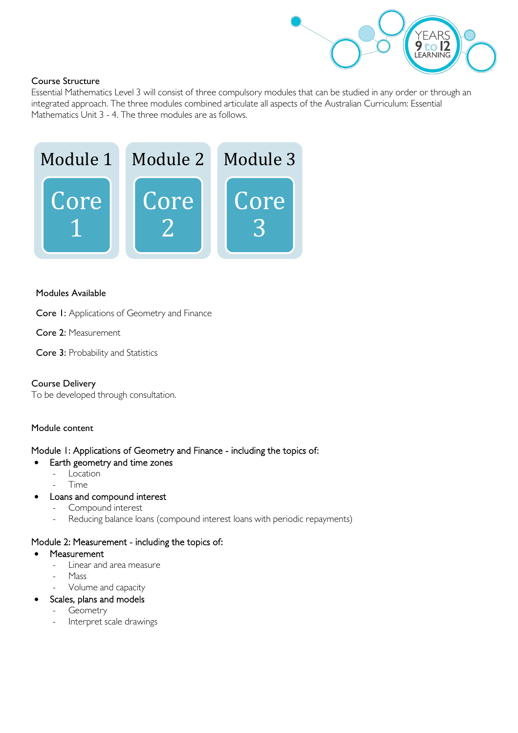## Course Structure

Essential Mathematics Level 3 will consist of three compulsory modules that can be studied in any order or through an integrated approach. The three modules combined articulate all aspects of the Australian Curriculum: Essential Mathematics Unit 3 - 4. The three modules are as follows.

| Module 1 | Module 2 | Module 3 |
| --- | --- | --- |
| Core 1 | Core 2 | Core 3 |

### Modules Available

**Core 1**: Applications of Geometry and Finance

**Core 2**: Measurement

**Core 3**: Probability and Statistics

## Course Delivery

To be developed through consultation.

## Module content

### Module 1: Applications of Geometry and Finance - including the topics of:

- Earth geometry and time zones
  - Location
  - Time
- Loans and compound interest
  - Compound interest
  - Reducing balance loans (compound interest loans with periodic repayments)

### Module 2: Measurement - including the topics of:

- Measurement
  - Linear and area measure
  - Mass
  - Volume and capacity
- Scales, plans and models
  - Geometry
  - Interpret scale drawings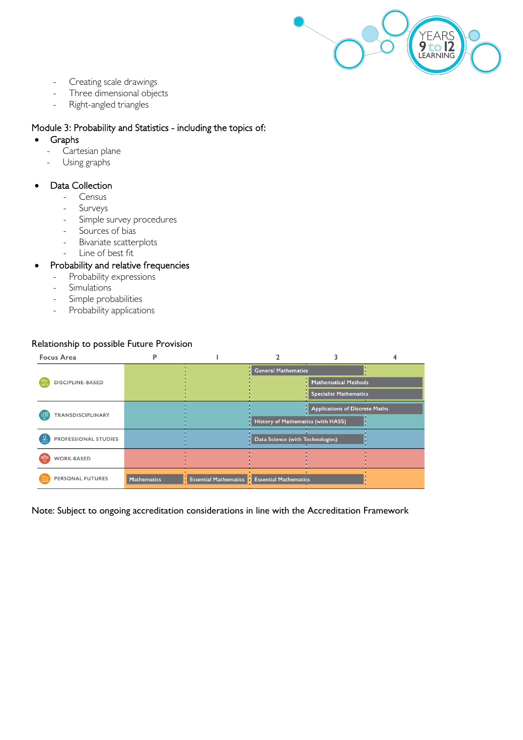- Creating scale drawings
- Three dimensional objects
- Right-angled triangles

Module 3: Probability and Statistics - including the topics of:

- Graphs
  - Cartesian plane
  - Using graphs
- Data Collection
  - Census
  - Surveys
  - Simple survey procedures
  - Sources of bias
  - Bivariate scatterplots
  - Line of best fit
- Probability and relative frequencies
  - Probability expressions
  - Simulations
  - Simple probabilities
  - Probability applications

Relationship to possible Future Provision

Focus Area

P

1

2

3

4

DISCIPLINE-BASED

General Mathematics

Mathematical Methods

Specialist Mathematics

TRANSDISCIPLINARY

Applications of Discrete Maths

History of Mathematics (with HASS)

PROFESSIONAL STUDIES

Data Science (with Technologies)

WORK-BASED

PERSONAL FUTURES

Mathematics

Essential Mathematics

Essential Mathematics

Note: Subject to ongoing accreditation considerations in line with the Accreditation Framework